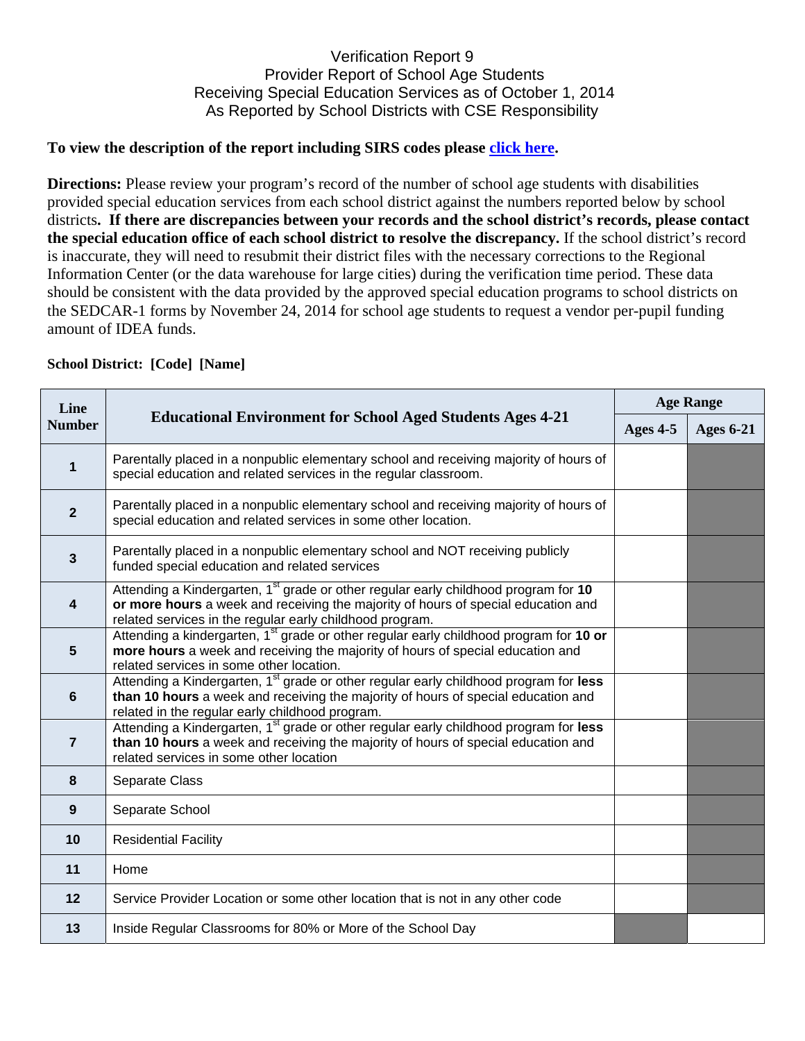# Verification Report 9
## Provider Report of School Age Students
## Receiving Special Education Services as of October 1, 2014
## As Reported by School Districts with CSE Responsibility

**To view the description of the report including SIRS codes please click here.**

**Directions:** Please review your program's record of the number of school age students with disabilities provided special education services from each school district against the numbers reported below by school districts**. If there are discrepancies between your records and the school district's records, please contact the special education office of each school district to resolve the discrepancy.** If the school district's record is inaccurate, they will need to resubmit their district files with the necessary corrections to the Regional Information Center (or the data warehouse for large cities) during the verification time period. These data should be consistent with the data provided by the approved special education programs to school districts on the SEDCAR-1 forms by November 24, 2014 for school age students to request a vendor per-pupil funding amount of IDEA funds.

**School District: [Code] [Name]**

| Line Number | Educational Environment for School Aged Students Ages 4-21 | Age Range | |
|---|---|---|---|
| | | Ages 4-5 | Ages 6-21 |
| 1 | Parentally placed in a nonpublic elementary school and receiving majority of hours of special education and related services in the regular classroom. | | |
| 2 | Parentally placed in a nonpublic elementary school and receiving majority of hours of special education and related services in some other location. | | |
| 3 | Parentally placed in a nonpublic elementary school and NOT receiving publicly funded special education and related services | | |
| 4 | Attending a Kindergarten, 1st grade or other regular early childhood program for **10 or more hours** a week and receiving the majority of hours of special education and related services in the regular early childhood program. | | |
| 5 | Attending a kindergarten, 1st grade or other regular early childhood program for **10 or more hours** a week and receiving the majority of hours of special education and related services in some other location. | | |
| 6 | Attending a Kindergarten, 1st grade or other regular early childhood program for **less than 10 hours** a week and receiving the majority of hours of special education and related in the regular early childhood program. | | |
| 7 | Attending a Kindergarten, 1st grade or other regular early childhood program for **less than 10 hours** a week and receiving the majority of hours of special education and related services in some other location | | |
| 8 | Separate Class | | |
| 9 | Separate School | | |
| 10 | Residential Facility | | |
| 11 | Home | | |
| 12 | Service Provider Location or some other location that is not in any other code | | |
| 13 | Inside Regular Classrooms for 80% or More of the School Day | | |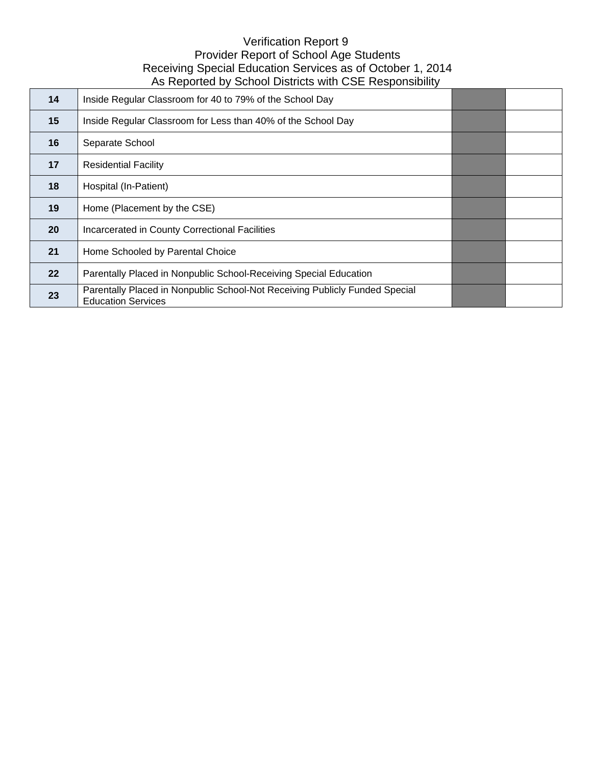Verification Report 9
Provider Report of School Age Students
Receiving Special Education Services as of October 1, 2014
As Reported by School Districts with CSE Responsibility

| | | | |
|---|---|---|---|
| **14** | Inside Regular Classroom for 40 to 79% of the School Day | | |
| **15** | Inside Regular Classroom for Less than 40% of the School Day | | |
| **16** | Separate School | | |
| **17** | Residential Facility | | |
| **18** | Hospital (In-Patient) | | |
| **19** | Home (Placement by the CSE) | | |
| **20** | Incarcerated in County Correctional Facilities | | |
| **21** | Home Schooled by Parental Choice | | |
| **22** | Parentally Placed in Nonpublic School-Receiving Special Education | | |
| **23** | Parentally Placed in Nonpublic School-Not Receiving Publicly Funded Special Education Services | | |